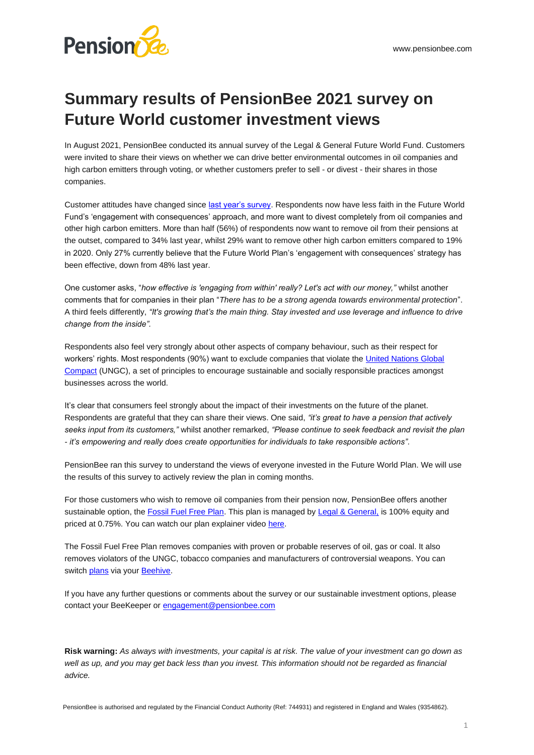# Summary results of PensionBee 2021 survey on Future World customer investment views

In August 2021, PensionBee conducted its annual survey of the Legal & General Future World Fund. Customers were invited to share their views on whether we can drive better environmental outcomes in oil companies and high carbon emitters through voting, or whether customers prefer to sell - or divest - their shares in those companies.

Customer attitudes have changed since last year's survey. Respondents now have less faith in the Future World Fund's 'engagement with consequences' approach, and more want to divest completely from oil companies and other high carbon emitters. More than half (56%) of respondents now want to remove oil from their pensions at the outset, compared to 34% last year, whilst 29% want to remove other high carbon emitters compared to 19% in 2020. Only 27% currently believe that the Future World Plan's 'engagement with consequences' strategy has been effective, down from 48% last year.

One customer asks, "*how effective is 'engaging from within' really? Let's act with our money,*" whilst another comments that for companies in their plan "*There has to be a strong agenda towards environmental protection*". A third feels differently, *"It's growing that's the main thing. Stay invested and use leverage and influence to drive change from the inside".*

Respondents also feel very strongly about other aspects of company behaviour, such as their respect for workers' rights. Most respondents (90%) want to exclude companies that violate the United Nations Global Compact (UNGC), a set of principles to encourage sustainable and socially responsible practices amongst businesses across the world.

It's clear that consumers feel strongly about the impact of their investments on the future of the planet. Respondents are grateful that they can share their views. One said, *"it's great to have a pension that actively seeks input from its customers,"* whilst another remarked, *"Please continue to seek feedback and revisit the plan - it's empowering and really does create opportunities for individuals to take responsible actions".*

PensionBee ran this survey to understand the views of everyone invested in the Future World Plan. We will use the results of this survey to actively review the plan in coming months.

For those customers who wish to remove oil companies from their pension now, PensionBee offers another sustainable option, the Fossil Fuel Free Plan. This plan is managed by Legal & General, is 100% equity and priced at 0.75%. You can watch our plan explainer video here.

The Fossil Fuel Free Plan removes companies with proven or probable reserves of oil, gas or coal. It also removes violators of the UNGC, tobacco companies and manufacturers of controversial weapons. You can switch plans via your Beehive.

If you have any further questions or comments about the survey or our sustainable investment options, please contact your BeeKeeper or engagement@pensionbee.com

**Risk warning:** *As always with investments, your capital is at risk. The value of your investment can go down as well as up, and you may get back less than you invest. This information should not be regarded as financial advice.*

PensionBee is authorised and regulated by the Financial Conduct Authority (Ref: 744931) and registered in England and Wales (9354862).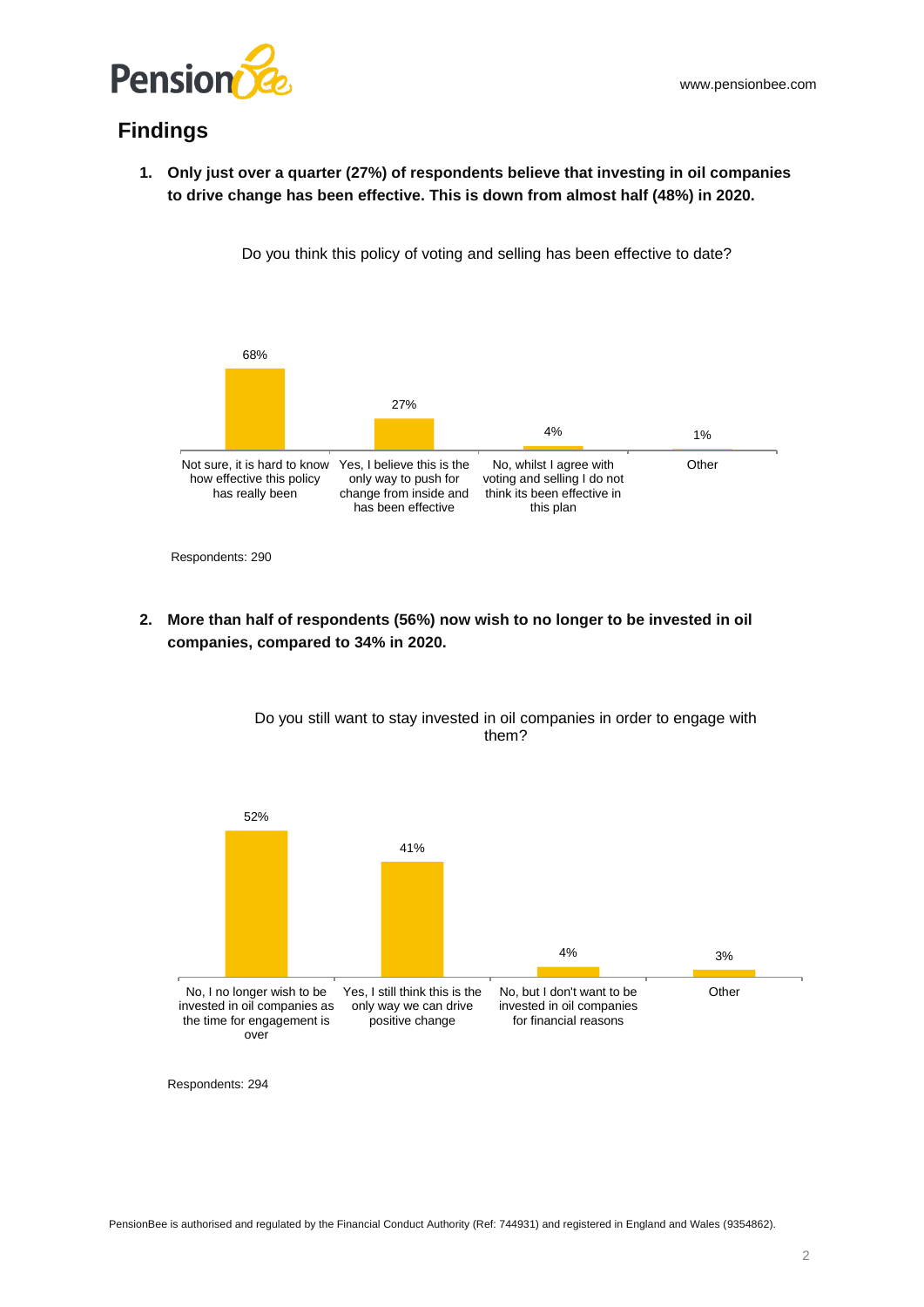## Findings

1. **Only just over a quarter (27%) of respondents believe that investing in oil companies to drive change has been effective. This is down from almost half (48%) in 2020.**

Do you think this policy of voting and selling has been effective to date?

| Response | % |
|---|---|
| Not sure, it is hard to know how effective this policy has really been | 68% |
| Yes, I believe this is the only way to push for change from inside and has been effective | 27% |
| No, whilst I agree with voting and selling I do not think its been effective in this plan | 4% |
| Other | 1% |

Respondents: 290

2. **More than half of respondents (56%) now wish to no longer to be invested in oil companies, compared to 34% in 2020.**

Do you still want to stay invested in oil companies in order to engage with them?

| Response | % |
|---|---|
| No, I no longer wish to be invested in oil companies as the time for engagement is over | 52% |
| Yes, I still think this is the only way we can drive positive change | 41% |
| No, but I don't want to be invested in oil companies for financial reasons | 4% |
| Other | 3% |

Respondents: 294

PensionBee is authorised and regulated by the Financial Conduct Authority (Ref: 744931) and registered in England and Wales (9354862).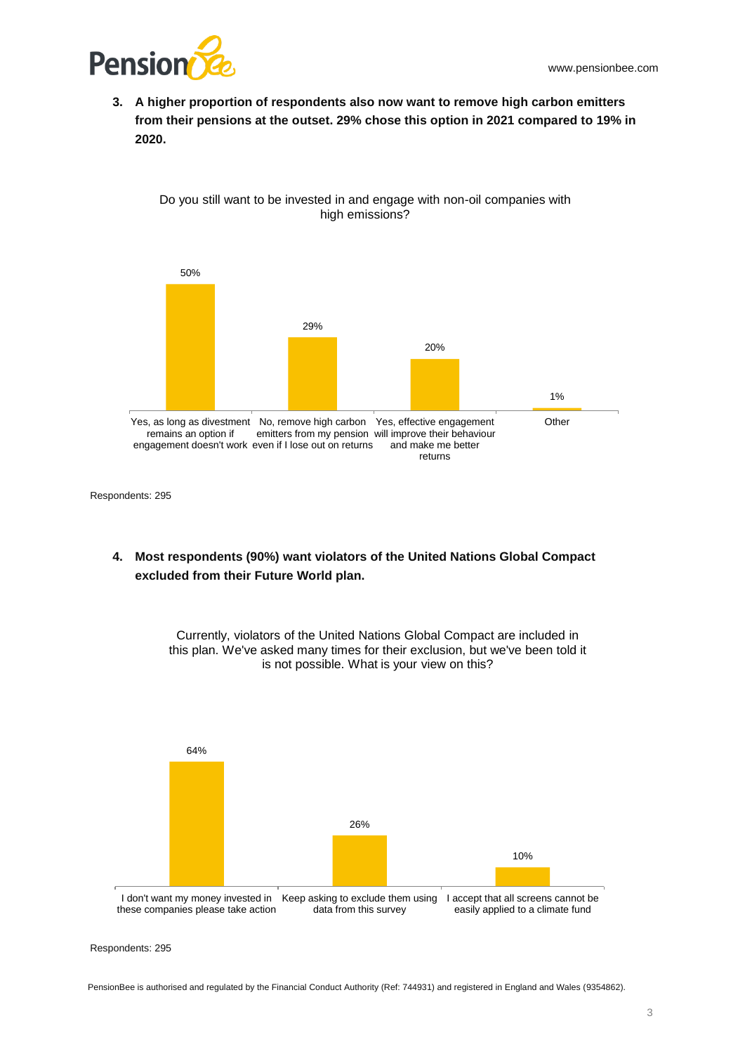3. **A higher proportion of respondents also now want to remove high carbon emitters from their pensions at the outset. 29% chose this option in 2021 compared to 19% in 2020.**

Do you still want to be invested in and engage with non-oil companies with high emissions?

50%
29%
20%
1%

Yes, as long as divestment remains an option if engagement doesn't work

No, remove high carbon emitters from my pension even if I lose out on returns

Yes, effective engagement will improve their behaviour and make me better returns

Other

Respondents: 295

4. **Most respondents (90%) want violators of the United Nations Global Compact excluded from their Future World plan.**

Currently, violators of the United Nations Global Compact are included in this plan. We've asked many times for their exclusion, but we've been told it is not possible. What is your view on this?

64%
26%
10%

I don't want my money invested in these companies please take action

Keep asking to exclude them using data from this survey

I accept that all screens cannot be easily applied to a climate fund

Respondents: 295

PensionBee is authorised and regulated by the Financial Conduct Authority (Ref: 744931) and registered in England and Wales (9354862).